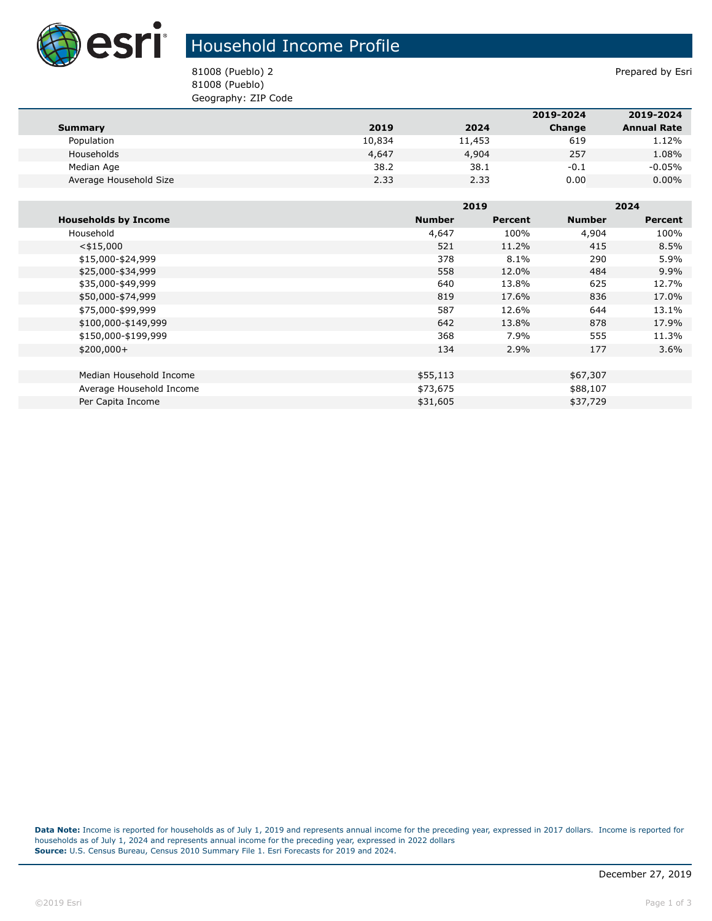# Household Income Profile

81008 (Pueblo) 2
81008 (Pueblo)
Geography: ZIP Code

Prepared by Esri

| Summary | 2019 | 2024 | 2019-2024 Change | 2019-2024 Annual Rate |
|---|---|---|---|---|
| Population | 10,834 | 11,453 | 619 | 1.12% |
| Households | 4,647 | 4,904 | 257 | 1.08% |
| Median Age | 38.2 | 38.1 | -0.1 | -0.05% |
| Average Household Size | 2.33 | 2.33 | 0.00 | 0.00% |

| | 2019 | | 2024 | |
|---|---|---|---|---|
| **Households by Income** | **Number** | **Percent** | **Number** | **Percent** |
| Household | 4,647 | 100% | 4,904 | 100% |
| <$15,000 | 521 | 11.2% | 415 | 8.5% |
| $15,000-$24,999 | 378 | 8.1% | 290 | 5.9% |
| $25,000-$34,999 | 558 | 12.0% | 484 | 9.9% |
| $35,000-$49,999 | 640 | 13.8% | 625 | 12.7% |
| $50,000-$74,999 | 819 | 17.6% | 836 | 17.0% |
| $75,000-$99,999 | 587 | 12.6% | 644 | 13.1% |
| $100,000-$149,999 | 642 | 13.8% | 878 | 17.9% |
| $150,000-$199,999 | 368 | 7.9% | 555 | 11.3% |
| $200,000+ | 134 | 2.9% | 177 | 3.6% |
| | | | | |
| Median Household Income | $55,113 | | $67,307 | |
| Average Household Income | $73,675 | | $88,107 | |
| Per Capita Income | $31,605 | | $37,729 | |

**Data Note:** Income is reported for households as of July 1, 2019 and represents annual income for the preceding year, expressed in 2017 dollars. Income is reported for households as of July 1, 2024 and represents annual income for the preceding year, expressed in 2022 dollars
**Source:** U.S. Census Bureau, Census 2010 Summary File 1. Esri Forecasts for 2019 and 2024.

December 27, 2019

©2019 Esri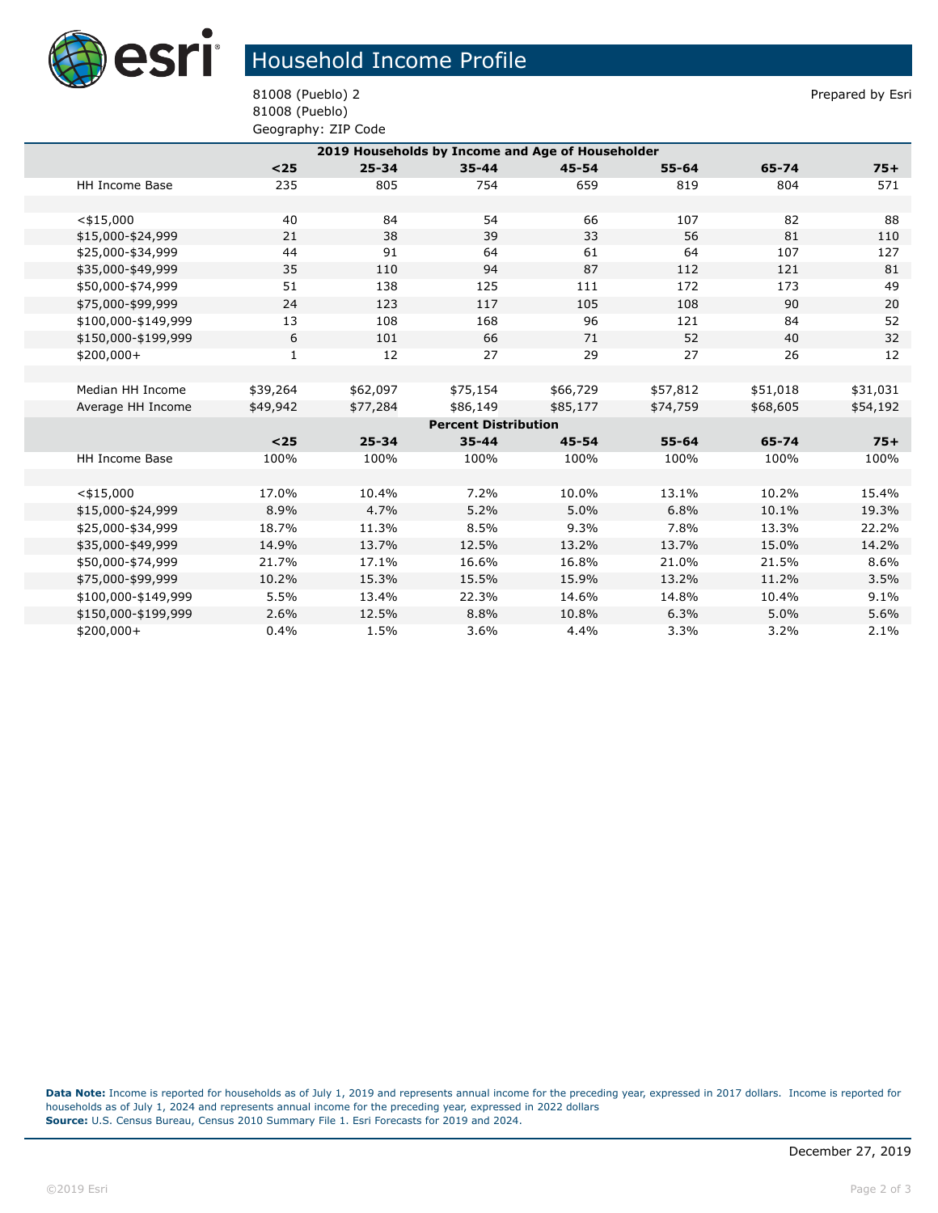# Household Income Profile

81008 (Pueblo) 2
81008 (Pueblo)
Geography: ZIP Code

Prepared by Esri

| 2019 Households by Income and Age of Householder | | | | | | | |
|---|---|---|---|---|---|---|---|
| | **<25** | **25-34** | **35-44** | **45-54** | **55-64** | **65-74** | **75+** |
| HH Income Base | 235 | 805 | 754 | 659 | 819 | 804 | 571 |
| | | | | | | | |
| <$15,000 | 40 | 84 | 54 | 66 | 107 | 82 | 88 |
| $15,000-$24,999 | 21 | 38 | 39 | 33 | 56 | 81 | 110 |
| $25,000-$34,999 | 44 | 91 | 64 | 61 | 64 | 107 | 127 |
| $35,000-$49,999 | 35 | 110 | 94 | 87 | 112 | 121 | 81 |
| $50,000-$74,999 | 51 | 138 | 125 | 111 | 172 | 173 | 49 |
| $75,000-$99,999 | 24 | 123 | 117 | 105 | 108 | 90 | 20 |
| $100,000-$149,999 | 13 | 108 | 168 | 96 | 121 | 84 | 52 |
| $150,000-$199,999 | 6 | 101 | 66 | 71 | 52 | 40 | 32 |
| $200,000+ | 1 | 12 | 27 | 29 | 27 | 26 | 12 |
| | | | | | | | |
| Median HH Income | $39,264 | $62,097 | $75,154 | $66,729 | $57,812 | $51,018 | $31,031 |
| Average HH Income | $49,942 | $77,284 | $86,149 | $85,177 | $74,759 | $68,605 | $54,192 |
| **Percent Distribution** | | | | | | | |
| | **<25** | **25-34** | **35-44** | **45-54** | **55-64** | **65-74** | **75+** |
| HH Income Base | 100% | 100% | 100% | 100% | 100% | 100% | 100% |
| | | | | | | | |
| <$15,000 | 17.0% | 10.4% | 7.2% | 10.0% | 13.1% | 10.2% | 15.4% |
| $15,000-$24,999 | 8.9% | 4.7% | 5.2% | 5.0% | 6.8% | 10.1% | 19.3% |
| $25,000-$34,999 | 18.7% | 11.3% | 8.5% | 9.3% | 7.8% | 13.3% | 22.2% |
| $35,000-$49,999 | 14.9% | 13.7% | 12.5% | 13.2% | 13.7% | 15.0% | 14.2% |
| $50,000-$74,999 | 21.7% | 17.1% | 16.6% | 16.8% | 21.0% | 21.5% | 8.6% |
| $75,000-$99,999 | 10.2% | 15.3% | 15.5% | 15.9% | 13.2% | 11.2% | 3.5% |
| $100,000-$149,999 | 5.5% | 13.4% | 22.3% | 14.6% | 14.8% | 10.4% | 9.1% |
| $150,000-$199,999 | 2.6% | 12.5% | 8.8% | 10.8% | 6.3% | 5.0% | 5.6% |
| $200,000+ | 0.4% | 1.5% | 3.6% | 4.4% | 3.3% | 3.2% | 2.1% |

**Data Note:** Income is reported for households as of July 1, 2019 and represents annual income for the preceding year, expressed in 2017 dollars. Income is reported for households as of July 1, 2024 and represents annual income for the preceding year, expressed in 2022 dollars
**Source:** U.S. Census Bureau, Census 2010 Summary File 1. Esri Forecasts for 2019 and 2024.

December 27, 2019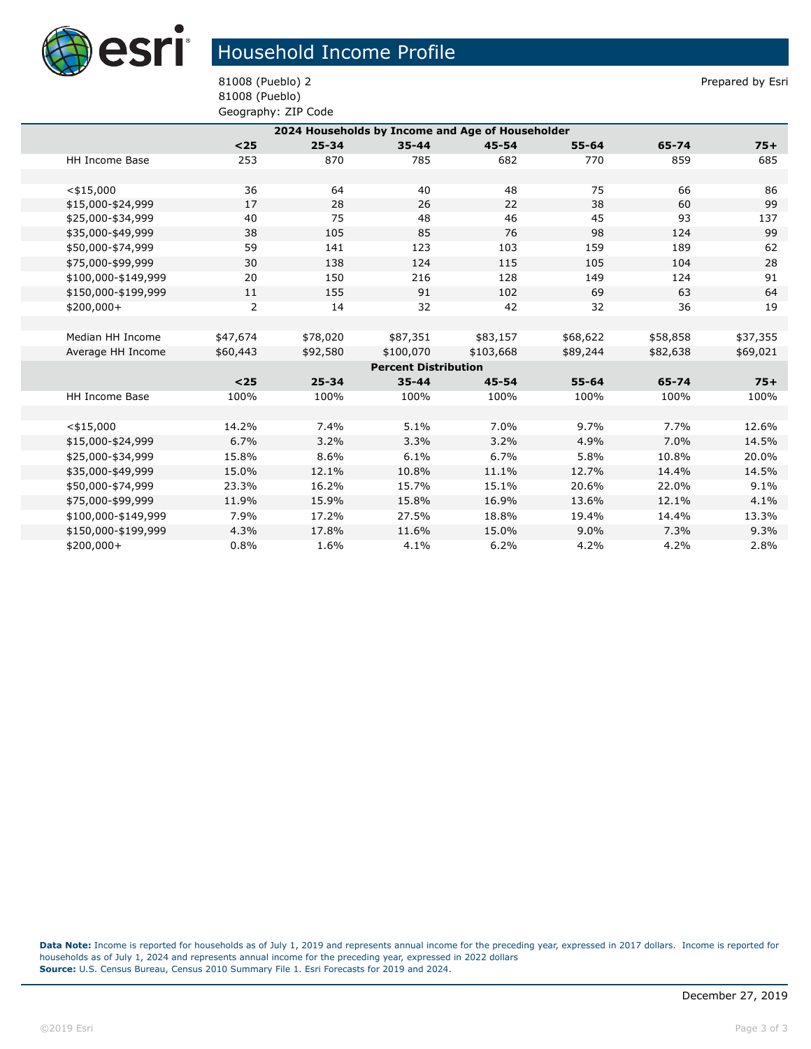# Household Income Profile

81008 (Pueblo) 2
81008 (Pueblo)
Geography: ZIP Code

Prepared by Esri

| 2024 Households by Income and Age of Householder | | | | | | | |
|---|---|---|---|---|---|---|---|
| | **<25** | **25-34** | **35-44** | **45-54** | **55-64** | **65-74** | **75+** |
| HH Income Base | 253 | 870 | 785 | 682 | 770 | 859 | 685 |
| | | | | | | | |
| <$15,000 | 36 | 64 | 40 | 48 | 75 | 66 | 86 |
| $15,000-$24,999 | 17 | 28 | 26 | 22 | 38 | 60 | 99 |
| $25,000-$34,999 | 40 | 75 | 48 | 46 | 45 | 93 | 137 |
| $35,000-$49,999 | 38 | 105 | 85 | 76 | 98 | 124 | 99 |
| $50,000-$74,999 | 59 | 141 | 123 | 103 | 159 | 189 | 62 |
| $75,000-$99,999 | 30 | 138 | 124 | 115 | 105 | 104 | 28 |
| $100,000-$149,999 | 20 | 150 | 216 | 128 | 149 | 124 | 91 |
| $150,000-$199,999 | 11 | 155 | 91 | 102 | 69 | 63 | 64 |
| $200,000+ | 2 | 14 | 32 | 42 | 32 | 36 | 19 |
| | | | | | | | |
| Median HH Income | $47,674 | $78,020 | $87,351 | $83,157 | $68,622 | $58,858 | $37,355 |
| Average HH Income | $60,443 | $92,580 | $100,070 | $103,668 | $89,244 | $82,638 | $69,021 |
| **Percent Distribution** | | | | | | | |
| | **<25** | **25-34** | **35-44** | **45-54** | **55-64** | **65-74** | **75+** |
| HH Income Base | 100% | 100% | 100% | 100% | 100% | 100% | 100% |
| | | | | | | | |
| <$15,000 | 14.2% | 7.4% | 5.1% | 7.0% | 9.7% | 7.7% | 12.6% |
| $15,000-$24,999 | 6.7% | 3.2% | 3.3% | 3.2% | 4.9% | 7.0% | 14.5% |
| $25,000-$34,999 | 15.8% | 8.6% | 6.1% | 6.7% | 5.8% | 10.8% | 20.0% |
| $35,000-$49,999 | 15.0% | 12.1% | 10.8% | 11.1% | 12.7% | 14.4% | 14.5% |
| $50,000-$74,999 | 23.3% | 16.2% | 15.7% | 15.1% | 20.6% | 22.0% | 9.1% |
| $75,000-$99,999 | 11.9% | 15.9% | 15.8% | 16.9% | 13.6% | 12.1% | 4.1% |
| $100,000-$149,999 | 7.9% | 17.2% | 27.5% | 18.8% | 19.4% | 14.4% | 13.3% |
| $150,000-$199,999 | 4.3% | 17.8% | 11.6% | 15.0% | 9.0% | 7.3% | 9.3% |
| $200,000+ | 0.8% | 1.6% | 4.1% | 6.2% | 4.2% | 4.2% | 2.8% |

**Data Note:** Income is reported for households as of July 1, 2019 and represents annual income for the preceding year, expressed in 2017 dollars. Income is reported for households as of July 1, 2024 and represents annual income for the preceding year, expressed in 2022 dollars
**Source:** U.S. Census Bureau, Census 2010 Summary File 1. Esri Forecasts for 2019 and 2024.

December 27, 2019

©2019 Esri